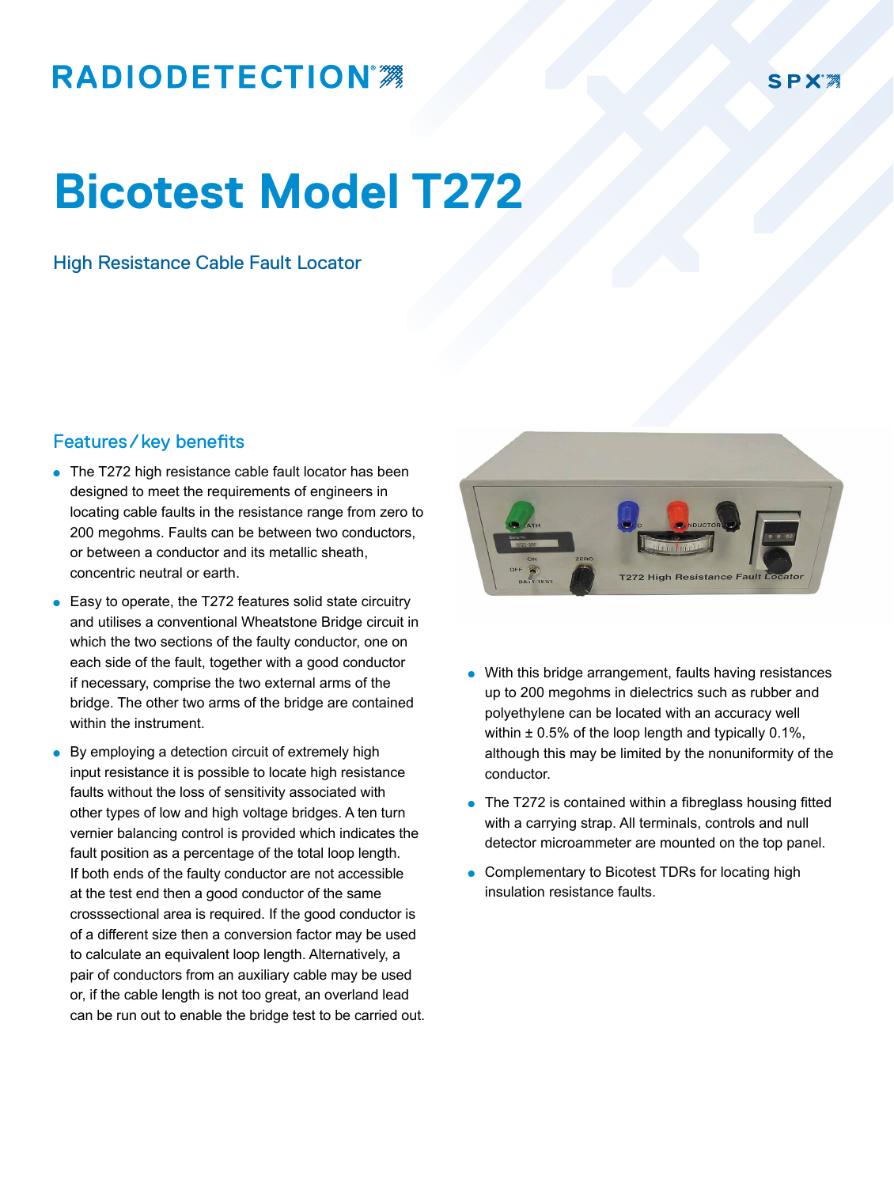RADIODETECTION

SPX

# Bicotest Model T272

## High Resistance Cable Fault Locator

### Features / key benefits

- The T272 high resistance cable fault locator has been designed to meet the requirements of engineers in locating cable faults in the resistance range from zero to 200 megohms. Faults can be between two conductors, or between a conductor and its metallic sheath, concentric neutral or earth.
- Easy to operate, the T272 features solid state circuitry and utilises a conventional Wheatstone Bridge circuit in which the two sections of the faulty conductor, one on each side of the fault, together with a good conductor if necessary, comprise the two external arms of the bridge. The other two arms of the bridge are contained within the instrument.
- By employing a detection circuit of extremely high input resistance it is possible to locate high resistance faults without the loss of sensitivity associated with other types of low and high voltage bridges. A ten turn vernier balancing control is provided which indicates the fault position as a percentage of the total loop length. If both ends of the faulty conductor are not accessible at the test end then a good conductor of the same crosssectional area is required. If the good conductor is of a different size then a conversion factor may be used to calculate an equivalent loop length. Alternatively, a pair of conductors from an auxiliary cable may be used or, if the cable length is not too great, an overland lead can be run out to enable the bridge test to be carried out.
- With this bridge arrangement, faults having resistances up to 200 megohms in dielectrics such as rubber and polyethylene can be located with an accuracy well within ± 0.5% of the loop length and typically 0.1%, although this may be limited by the nonuniformity of the conductor.
- The T272 is contained within a fibreglass housing fitted with a carrying strap. All terminals, controls and null detector microammeter are mounted on the top panel.
- Complementary to Bicotest TDRs for locating high insulation resistance faults.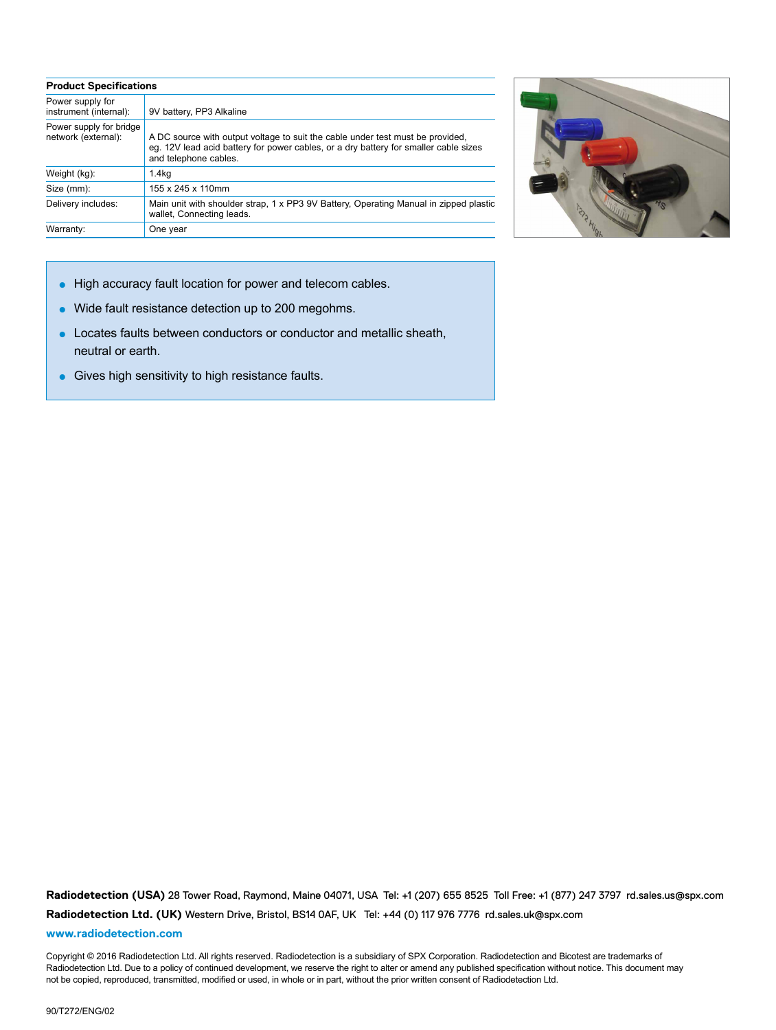| Product Specifications | |
|---|---|
| Power supply for instrument (internal): | 9V battery, PP3 Alkaline |
| Power supply for bridge network (external): | A DC source with output voltage to suit the cable under test must be provided, eg. 12V lead acid battery for power cables, or a dry battery for smaller cable sizes and telephone cables. |
| Weight (kg): | 1.4kg |
| Size (mm): | 155 x 245 x 110mm |
| Delivery includes: | Main unit with shoulder strap, 1 x PP3 9V Battery, Operating Manual in zipped plastic wallet, Connecting leads. |
| Warranty: | One year |

- High accuracy fault location for power and telecom cables.
- Wide fault resistance detection up to 200 megohms.
- Locates faults between conductors or conductor and metallic sheath, neutral or earth.
- Gives high sensitivity to high resistance faults.

**Radiodetection (USA)** 28 Tower Road, Raymond, Maine 04071, USA Tel: +1 (207) 655 8525 Toll Free: +1 (877) 247 3797 rd.sales.us@spx.com

**Radiodetection Ltd. (UK)** Western Drive, Bristol, BS14 0AF, UK Tel: +44 (0) 117 976 7776 rd.sales.uk@spx.com

**www.radiodetection.com**

Copyright © 2016 Radiodetection Ltd. All rights reserved. Radiodetection is a subsidiary of SPX Corporation. Radiodetection and Bicotest are trademarks of Radiodetection Ltd. Due to a policy of continued development, we reserve the right to alter or amend any published specification without notice. This document may not be copied, reproduced, transmitted, modified or used, in whole or in part, without the prior written consent of Radiodetection Ltd.

90/T272/ENG/02